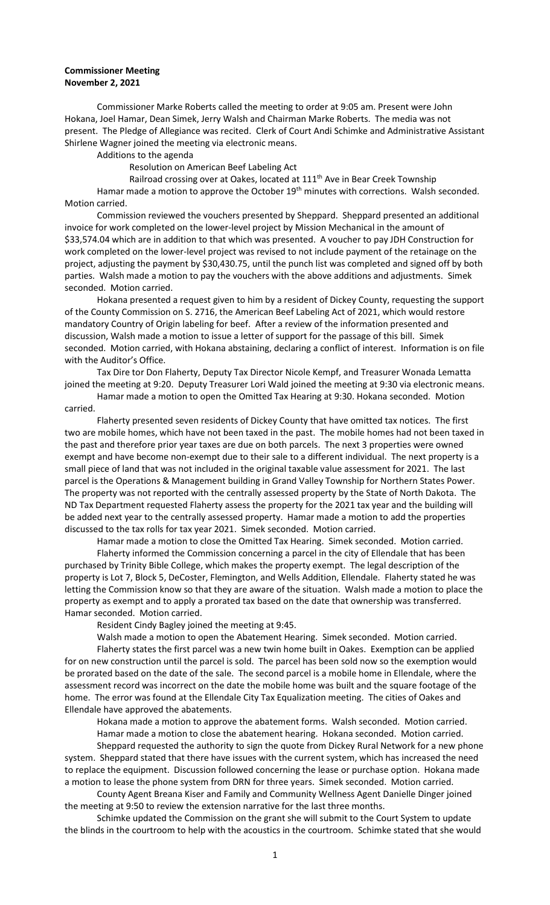**Commissioner Meeting**
**November 2, 2021**

Commissioner Marke Roberts called the meeting to order at 9:05 am. Present were John Hokana, Joel Hamar, Dean Simek, Jerry Walsh and Chairman Marke Roberts. The media was not present. The Pledge of Allegiance was recited. Clerk of Court Andi Schimke and Administrative Assistant Shirlene Wagner joined the meeting via electronic means.

Additions to the agenda

Resolution on American Beef Labeling Act

Railroad crossing over at Oakes, located at 111th Ave in Bear Creek Township

Hamar made a motion to approve the October 19th minutes with corrections. Walsh seconded. Motion carried.

Commission reviewed the vouchers presented by Sheppard. Sheppard presented an additional invoice for work completed on the lower-level project by Mission Mechanical in the amount of $33,574.04 which are in addition to that which was presented. A voucher to pay JDH Construction for work completed on the lower-level project was revised to not include payment of the retainage on the project, adjusting the payment by $30,430.75, until the punch list was completed and signed off by both parties. Walsh made a motion to pay the vouchers with the above additions and adjustments. Simek seconded. Motion carried.

Hokana presented a request given to him by a resident of Dickey County, requesting the support of the County Commission on S. 2716, the American Beef Labeling Act of 2021, which would restore mandatory Country of Origin labeling for beef. After a review of the information presented and discussion, Walsh made a motion to issue a letter of support for the passage of this bill. Simek seconded. Motion carried, with Hokana abstaining, declaring a conflict of interest. Information is on file with the Auditor's Office.

Tax Dire tor Don Flaherty, Deputy Tax Director Nicole Kempf, and Treasurer Wonada Lematta joined the meeting at 9:20. Deputy Treasurer Lori Wald joined the meeting at 9:30 via electronic means.

Hamar made a motion to open the Omitted Tax Hearing at 9:30. Hokana seconded. Motion carried.

Flaherty presented seven residents of Dickey County that have omitted tax notices. The first two are mobile homes, which have not been taxed in the past. The mobile homes had not been taxed in the past and therefore prior year taxes are due on both parcels. The next 3 properties were owned exempt and have become non-exempt due to their sale to a different individual. The next property is a small piece of land that was not included in the original taxable value assessment for 2021. The last parcel is the Operations & Management building in Grand Valley Township for Northern States Power. The property was not reported with the centrally assessed property by the State of North Dakota. The ND Tax Department requested Flaherty assess the property for the 2021 tax year and the building will be added next year to the centrally assessed property. Hamar made a motion to add the properties discussed to the tax rolls for tax year 2021. Simek seconded. Motion carried.

Hamar made a motion to close the Omitted Tax Hearing. Simek seconded. Motion carried.

Flaherty informed the Commission concerning a parcel in the city of Ellendale that has been purchased by Trinity Bible College, which makes the property exempt. The legal description of the property is Lot 7, Block 5, DeCoster, Flemington, and Wells Addition, Ellendale. Flaherty stated he was letting the Commission know so that they are aware of the situation. Walsh made a motion to place the property as exempt and to apply a prorated tax based on the date that ownership was transferred. Hamar seconded. Motion carried.

Resident Cindy Bagley joined the meeting at 9:45.

Walsh made a motion to open the Abatement Hearing. Simek seconded. Motion carried.

Flaherty states the first parcel was a new twin home built in Oakes. Exemption can be applied for on new construction until the parcel is sold. The parcel has been sold now so the exemption would be prorated based on the date of the sale. The second parcel is a mobile home in Ellendale, where the assessment record was incorrect on the date the mobile home was built and the square footage of the home. The error was found at the Ellendale City Tax Equalization meeting. The cities of Oakes and Ellendale have approved the abatements.

Hokana made a motion to approve the abatement forms. Walsh seconded. Motion carried.

Hamar made a motion to close the abatement hearing. Hokana seconded. Motion carried.

Sheppard requested the authority to sign the quote from Dickey Rural Network for a new phone system. Sheppard stated that there have issues with the current system, which has increased the need to replace the equipment. Discussion followed concerning the lease or purchase option. Hokana made a motion to lease the phone system from DRN for three years. Simek seconded. Motion carried.

County Agent Breana Kiser and Family and Community Wellness Agent Danielle Dinger joined the meeting at 9:50 to review the extension narrative for the last three months.

Schimke updated the Commission on the grant she will submit to the Court System to update the blinds in the courtroom to help with the acoustics in the courtroom. Schimke stated that she would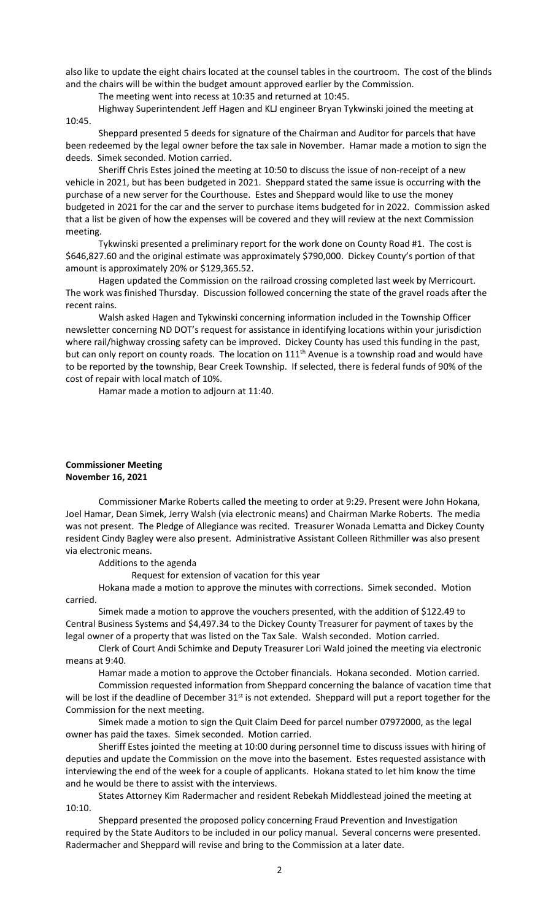also like to update the eight chairs located at the counsel tables in the courtroom. The cost of the blinds and the chairs will be within the budget amount approved earlier by the Commission.

The meeting went into recess at 10:35 and returned at 10:45.

Highway Superintendent Jeff Hagen and KLJ engineer Bryan Tykwinski joined the meeting at 10:45.

Sheppard presented 5 deeds for signature of the Chairman and Auditor for parcels that have been redeemed by the legal owner before the tax sale in November. Hamar made a motion to sign the deeds. Simek seconded. Motion carried.

Sheriff Chris Estes joined the meeting at 10:50 to discuss the issue of non-receipt of a new vehicle in 2021, but has been budgeted in 2021. Sheppard stated the same issue is occurring with the purchase of a new server for the Courthouse. Estes and Sheppard would like to use the money budgeted in 2021 for the car and the server to purchase items budgeted for in 2022. Commission asked that a list be given of how the expenses will be covered and they will review at the next Commission meeting.

Tykwinski presented a preliminary report for the work done on County Road #1. The cost is $646,827.60 and the original estimate was approximately $790,000. Dickey County's portion of that amount is approximately 20% or $129,365.52.

Hagen updated the Commission on the railroad crossing completed last week by Merricourt. The work was finished Thursday. Discussion followed concerning the state of the gravel roads after the recent rains.

Walsh asked Hagen and Tykwinski concerning information included in the Township Officer newsletter concerning ND DOT's request for assistance in identifying locations within your jurisdiction where rail/highway crossing safety can be improved. Dickey County has used this funding in the past, but can only report on county roads. The location on 111th Avenue is a township road and would have to be reported by the township, Bear Creek Township. If selected, there is federal funds of 90% of the cost of repair with local match of 10%.

Hamar made a motion to adjourn at 11:40.

**Commissioner Meeting**
**November 16, 2021**

Commissioner Marke Roberts called the meeting to order at 9:29. Present were John Hokana, Joel Hamar, Dean Simek, Jerry Walsh (via electronic means) and Chairman Marke Roberts. The media was not present. The Pledge of Allegiance was recited. Treasurer Wonada Lematta and Dickey County resident Cindy Bagley were also present. Administrative Assistant Colleen Rithmiller was also present via electronic means.

Additions to the agenda

Request for extension of vacation for this year

Hokana made a motion to approve the minutes with corrections. Simek seconded. Motion carried.

Simek made a motion to approve the vouchers presented, with the addition of $122.49 to Central Business Systems and $4,497.34 to the Dickey County Treasurer for payment of taxes by the legal owner of a property that was listed on the Tax Sale. Walsh seconded. Motion carried.

Clerk of Court Andi Schimke and Deputy Treasurer Lori Wald joined the meeting via electronic means at 9:40.

Hamar made a motion to approve the October financials. Hokana seconded. Motion carried.

Commission requested information from Sheppard concerning the balance of vacation time that will be lost if the deadline of December 31st is not extended. Sheppard will put a report together for the Commission for the next meeting.

Simek made a motion to sign the Quit Claim Deed for parcel number 07972000, as the legal owner has paid the taxes. Simek seconded. Motion carried.

Sheriff Estes jointed the meeting at 10:00 during personnel time to discuss issues with hiring of deputies and update the Commission on the move into the basement. Estes requested assistance with interviewing the end of the week for a couple of applicants. Hokana stated to let him know the time and he would be there to assist with the interviews.

States Attorney Kim Radermacher and resident Rebekah Middlestead joined the meeting at 10:10.

Sheppard presented the proposed policy concerning Fraud Prevention and Investigation required by the State Auditors to be included in our policy manual. Several concerns were presented. Radermacher and Sheppard will revise and bring to the Commission at a later date.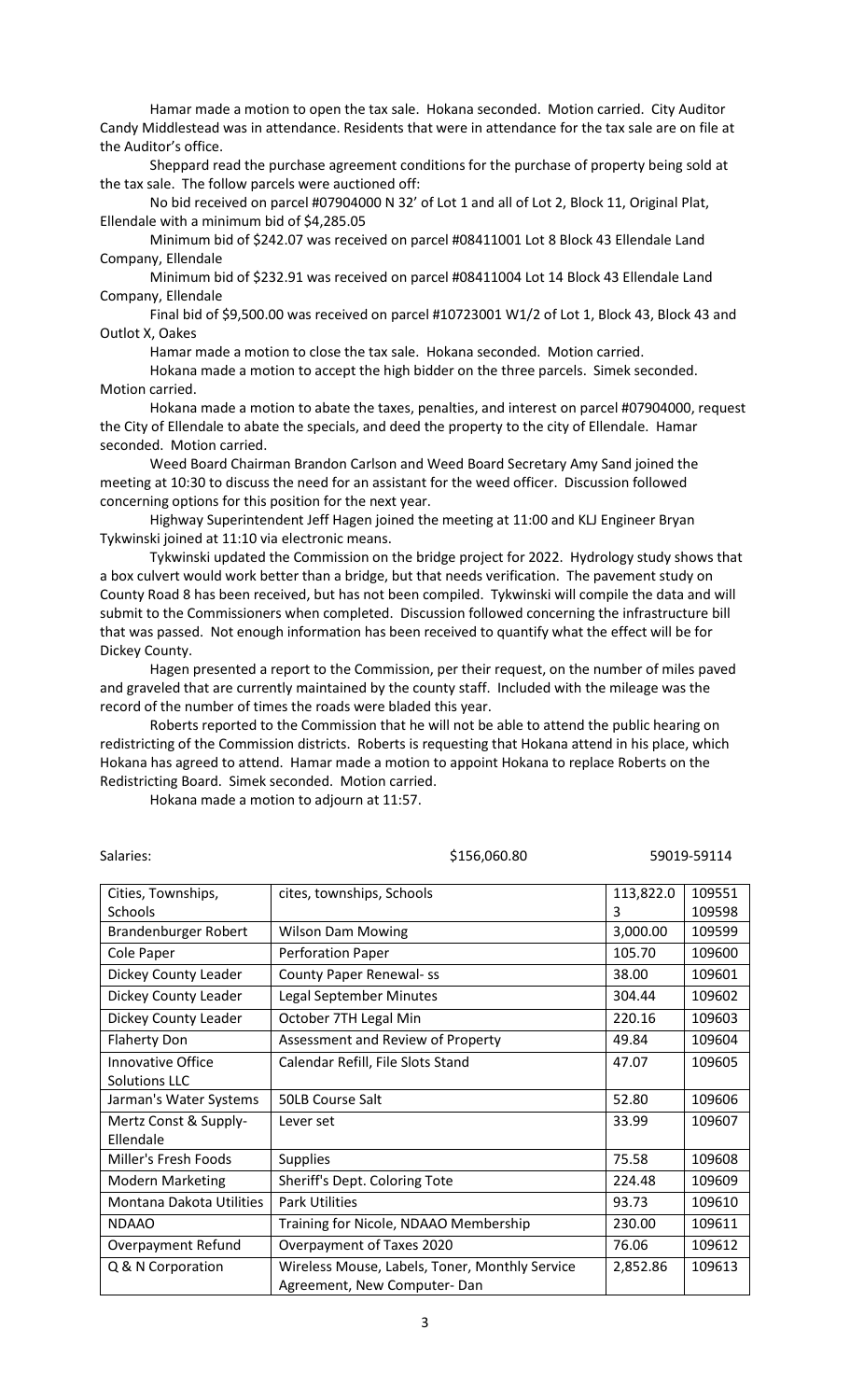Hamar made a motion to open the tax sale. Hokana seconded. Motion carried. City Auditor Candy Middlestead was in attendance. Residents that were in attendance for the tax sale are on file at the Auditor's office.

Sheppard read the purchase agreement conditions for the purchase of property being sold at the tax sale. The follow parcels were auctioned off:

No bid received on parcel #07904000 N 32' of Lot 1 and all of Lot 2, Block 11, Original Plat, Ellendale with a minimum bid of $4,285.05

Minimum bid of $242.07 was received on parcel #08411001 Lot 8 Block 43 Ellendale Land Company, Ellendale

Minimum bid of $232.91 was received on parcel #08411004 Lot 14 Block 43 Ellendale Land Company, Ellendale

Final bid of $9,500.00 was received on parcel #10723001 W1/2 of Lot 1, Block 43, Block 43 and Outlot X, Oakes

Hamar made a motion to close the tax sale. Hokana seconded. Motion carried.

Hokana made a motion to accept the high bidder on the three parcels. Simek seconded. Motion carried.

Hokana made a motion to abate the taxes, penalties, and interest on parcel #07904000, request the City of Ellendale to abate the specials, and deed the property to the city of Ellendale. Hamar seconded. Motion carried.

Weed Board Chairman Brandon Carlson and Weed Board Secretary Amy Sand joined the meeting at 10:30 to discuss the need for an assistant for the weed officer. Discussion followed concerning options for this position for the next year.

Highway Superintendent Jeff Hagen joined the meeting at 11:00 and KLJ Engineer Bryan Tykwinski joined at 11:10 via electronic means.

Tykwinski updated the Commission on the bridge project for 2022. Hydrology study shows that a box culvert would work better than a bridge, but that needs verification. The pavement study on County Road 8 has been received, but has not been compiled. Tykwinski will compile the data and will submit to the Commissioners when completed. Discussion followed concerning the infrastructure bill that was passed. Not enough information has been received to quantify what the effect will be for Dickey County.

Hagen presented a report to the Commission, per their request, on the number of miles paved and graveled that are currently maintained by the county staff. Included with the mileage was the record of the number of times the roads were bladed this year.

Roberts reported to the Commission that he will not be able to attend the public hearing on redistricting of the Commission districts. Roberts is requesting that Hokana attend in his place, which Hokana has agreed to attend. Hamar made a motion to appoint Hokana to replace Roberts on the Redistricting Board. Simek seconded. Motion carried.

Hokana made a motion to adjourn at 11:57.

Salaries: $156,060.80 59019-59114

| | | | |
|---|---|---|---|
| Cities, Townships, Schools | cites, townships, Schools | 113,822.03 | 109551 109598 |
| Brandenburger Robert | Wilson Dam Mowing | 3,000.00 | 109599 |
| Cole Paper | Perforation Paper | 105.70 | 109600 |
| Dickey County Leader | County Paper Renewal- ss | 38.00 | 109601 |
| Dickey County Leader | Legal September Minutes | 304.44 | 109602 |
| Dickey County Leader | October 7TH Legal Min | 220.16 | 109603 |
| Flaherty Don | Assessment and Review of Property | 49.84 | 109604 |
| Innovative Office Solutions LLC | Calendar Refill, File Slots Stand | 47.07 | 109605 |
| Jarman's Water Systems | 50LB Course Salt | 52.80 | 109606 |
| Mertz Const & Supply-Ellendale | Lever set | 33.99 | 109607 |
| Miller's Fresh Foods | Supplies | 75.58 | 109608 |
| Modern Marketing | Sheriff's Dept. Coloring Tote | 224.48 | 109609 |
| Montana Dakota Utilities | Park Utilities | 93.73 | 109610 |
| NDAAO | Training for Nicole, NDAAO Membership | 230.00 | 109611 |
| Overpayment Refund | Overpayment of Taxes 2020 | 76.06 | 109612 |
| Q & N Corporation | Wireless Mouse, Labels, Toner, Monthly Service Agreement, New Computer- Dan | 2,852.86 | 109613 |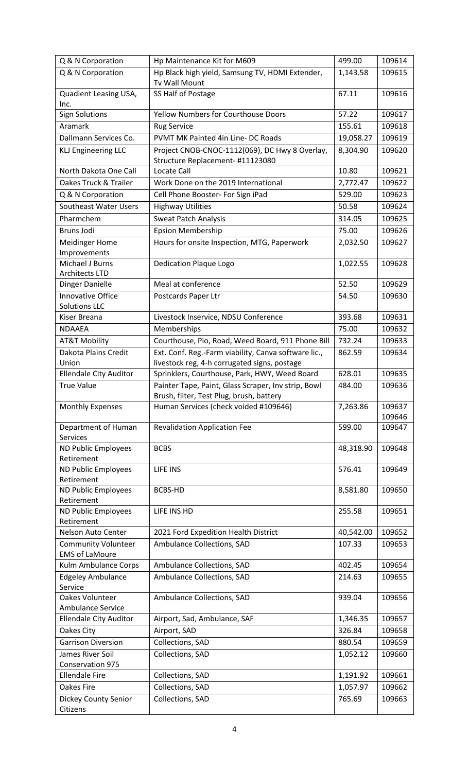| Q & N Corporation | Hp Maintenance Kit for M609 | 499.00 | 109614 |
|---|---|---|---|
| Q & N Corporation | Hp Black high yield, Samsung TV, HDMI Extender, Tv Wall Mount | 1,143.58 | 109615 |
| Quadient Leasing USA, Inc. | SS Half of Postage | 67.11 | 109616 |
| Sign Solutions | Yellow Numbers for Courthouse Doors | 57.22 | 109617 |
| Aramark | Rug Service | 155.61 | 109618 |
| Dallmann Services Co. | PVMT MK Painted 4in Line- DC Roads | 19,058.27 | 109619 |
| KLJ Engineering LLC | Project CNOB-CNOC-1112(069), DC Hwy 8 Overlay, Structure Replacement- #11123080 | 8,304.90 | 109620 |
| North Dakota One Call | Locate Call | 10.80 | 109621 |
| Oakes Truck & Trailer | Work Done on the 2019 International | 2,772.47 | 109622 |
| Q & N Corporation | Cell Phone Booster- For Sign iPad | 529.00 | 109623 |
| Southeast Water Users | Highway Utilities | 50.58 | 109624 |
| Pharmchem | Sweat Patch Analysis | 314.05 | 109625 |
| Bruns Jodi | Epsion Membership | 75.00 | 109626 |
| Meidinger Home Improvements | Hours for onsite Inspection, MTG, Paperwork | 2,032.50 | 109627 |
| Michael J Burns Architects LTD | Dedication Plaque Logo | 1,022.55 | 109628 |
| Dinger Danielle | Meal at conference | 52.50 | 109629 |
| Innovative Office Solutions LLC | Postcards Paper Ltr | 54.50 | 109630 |
| Kiser Breana | Livestock Inservice, NDSU Conference | 393.68 | 109631 |
| NDAAEA | Memberships | 75.00 | 109632 |
| AT&T Mobility | Courthouse, Pio, Road, Weed Board, 911 Phone Bill | 732.24 | 109633 |
| Dakota Plains Credit Union | Ext. Conf. Reg.-Farm viability, Canva software lic., livestock reg, 4-h corrugated signs, postage | 862.59 | 109634 |
| Ellendale City Auditor | Sprinklers, Courthouse, Park, HWY, Weed Board | 628.01 | 109635 |
| True Value | Painter Tape, Paint, Glass Scraper, Inv strip, Bowl Brush, filter, Test Plug, brush, battery | 484.00 | 109636 |
| Monthly Expenses | Human Services (check voided #109646) | 7,263.86 | 109637 109646 |
| Department of Human Services | Revalidation Application Fee | 599.00 | 109647 |
| ND Public Employees Retirement | BCBS | 48,318.90 | 109648 |
| ND Public Employees Retirement | LIFE INS | 576.41 | 109649 |
| ND Public Employees Retirement | BCBS-HD | 8,581.80 | 109650 |
| ND Public Employees Retirement | LIFE INS HD | 255.58 | 109651 |
| Nelson Auto Center | 2021 Ford Expedition Health District | 40,542.00 | 109652 |
| Community Volunteer EMS of LaMoure | Ambulance Collections, SAD | 107.33 | 109653 |
| Kulm Ambulance Corps | Ambulance Collections, SAD | 402.45 | 109654 |
| Edgeley Ambulance Service | Ambulance Collections, SAD | 214.63 | 109655 |
| Oakes Volunteer Ambulance Service | Ambulance Collections, SAD | 939.04 | 109656 |
| Ellendale City Auditor | Airport, Sad, Ambulance, SAF | 1,346.35 | 109657 |
| Oakes City | Airport, SAD | 326.84 | 109658 |
| Garrison Diversion | Collections, SAD | 880.54 | 109659 |
| James River Soil Conservation 975 | Collections, SAD | 1,052.12 | 109660 |
| Ellendale Fire | Collections, SAD | 1,191.92 | 109661 |
| Oakes Fire | Collections, SAD | 1,057.97 | 109662 |
| Dickey County Senior Citizens | Collections, SAD | 765.69 | 109663 |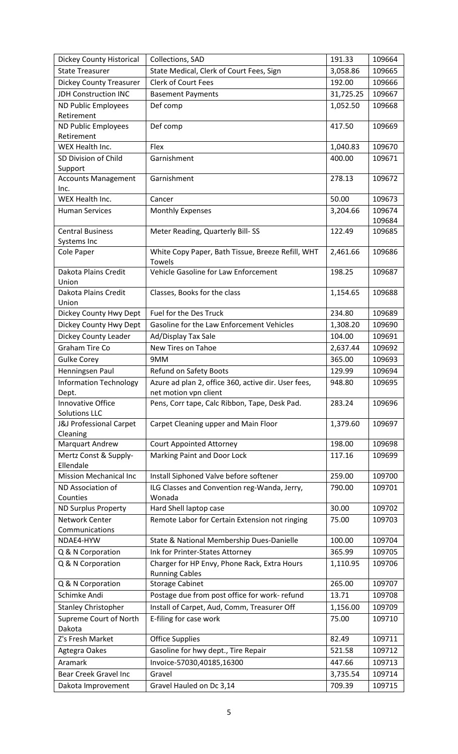| Dickey County Historical | Collections, SAD | 191.33 | 109664 |
|---|---|---|---|
| State Treasurer | State Medical, Clerk of Court Fees, Sign | 3,058.86 | 109665 |
| Dickey County Treasurer | Clerk of Court Fees | 192.00 | 109666 |
| JDH Construction INC | Basement Payments | 31,725.25 | 109667 |
| ND Public Employees Retirement | Def comp | 1,052.50 | 109668 |
| ND Public Employees Retirement | Def comp | 417.50 | 109669 |
| WEX Health Inc. | Flex | 1,040.83 | 109670 |
| SD Division of Child Support | Garnishment | 400.00 | 109671 |
| Accounts Management Inc. | Garnishment | 278.13 | 109672 |
| WEX Health Inc. | Cancer | 50.00 | 109673 |
| Human Services | Monthly Expenses | 3,204.66 | 109674 109684 |
| Central Business Systems Inc | Meter Reading, Quarterly Bill- SS | 122.49 | 109685 |
| Cole Paper | White Copy Paper, Bath Tissue, Breeze Refill, WHT Towels | 2,461.66 | 109686 |
| Dakota Plains Credit Union | Vehicle Gasoline for Law Enforcement | 198.25 | 109687 |
| Dakota Plains Credit Union | Classes, Books for the class | 1,154.65 | 109688 |
| Dickey County Hwy Dept | Fuel for the Des Truck | 234.80 | 109689 |
| Dickey County Hwy Dept | Gasoline for the Law Enforcement Vehicles | 1,308.20 | 109690 |
| Dickey County Leader | Ad/Display Tax Sale | 104.00 | 109691 |
| Graham Tire Co | New Tires on Tahoe | 2,637.44 | 109692 |
| Gulke Corey | 9MM | 365.00 | 109693 |
| Henningsen Paul | Refund on Safety Boots | 129.99 | 109694 |
| Information Technology Dept. | Azure ad plan 2, office 360, active dir. User fees, net motion vpn client | 948.80 | 109695 |
| Innovative Office Solutions LLC | Pens, Corr tape, Calc Ribbon, Tape, Desk Pad. | 283.24 | 109696 |
| J&J Professional Carpet Cleaning | Carpet Cleaning upper and Main Floor | 1,379.60 | 109697 |
| Marquart Andrew | Court Appointed Attorney | 198.00 | 109698 |
| Mertz Const & Supply-Ellendale | Marking Paint and Door Lock | 117.16 | 109699 |
| Mission Mechanical Inc | Install Siphoned Valve before softener | 259.00 | 109700 |
| ND Association of Counties | ILG Classes and Convention reg-Wanda, Jerry, Wonada | 790.00 | 109701 |
| ND Surplus Property | Hard Shell laptop case | 30.00 | 109702 |
| Network Center Communications | Remote Labor for Certain Extension not ringing | 75.00 | 109703 |
| NDAE4-HYW | State & National Membership Dues-Danielle | 100.00 | 109704 |
| Q & N Corporation | Ink for Printer-States Attorney | 365.99 | 109705 |
| Q & N Corporation | Charger for HP Envy, Phone Rack, Extra Hours Running Cables | 1,110.95 | 109706 |
| Q & N Corporation | Storage Cabinet | 265.00 | 109707 |
| Schimke Andi | Postage due from post office for work- refund | 13.71 | 109708 |
| Stanley Christopher | Install of Carpet, Aud, Comm, Treasurer Off | 1,156.00 | 109709 |
| Supreme Court of North Dakota | E-filing for case work | 75.00 | 109710 |
| Z's Fresh Market | Office Supplies | 82.49 | 109711 |
| Agtegra Oakes | Gasoline for hwy dept., Tire Repair | 521.58 | 109712 |
| Aramark | Invoice-57030,40185,16300 | 447.66 | 109713 |
| Bear Creek Gravel Inc | Gravel | 3,735.54 | 109714 |
| Dakota Improvement | Gravel Hauled on Dc 3,14 | 709.39 | 109715 |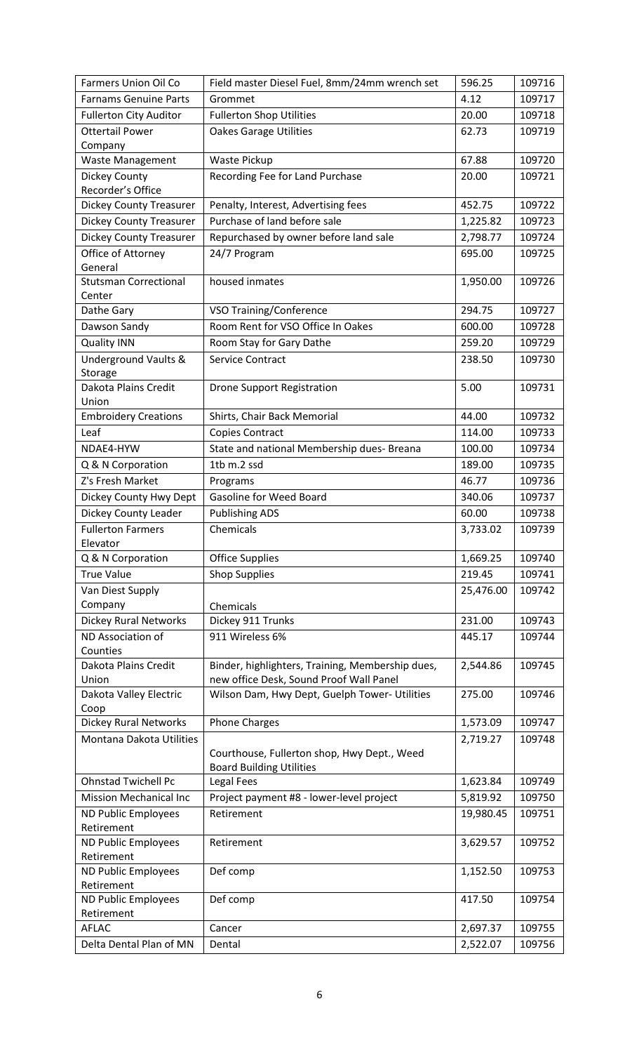| Farmers Union Oil Co | Field master Diesel Fuel, 8mm/24mm wrench set | 596.25 | 109716 |
|---|---|---|---|
| Farnams Genuine Parts | Grommet | 4.12 | 109717 |
| Fullerton City Auditor | Fullerton Shop Utilities | 20.00 | 109718 |
| Ottertail Power Company | Oakes Garage Utilities | 62.73 | 109719 |
| Waste Management | Waste Pickup | 67.88 | 109720 |
| Dickey County Recorder's Office | Recording Fee for Land Purchase | 20.00 | 109721 |
| Dickey County Treasurer | Penalty, Interest, Advertising fees | 452.75 | 109722 |
| Dickey County Treasurer | Purchase of land before sale | 1,225.82 | 109723 |
| Dickey County Treasurer | Repurchased by owner before land sale | 2,798.77 | 109724 |
| Office of Attorney General | 24/7 Program | 695.00 | 109725 |
| Stutsman Correctional Center | housed inmates | 1,950.00 | 109726 |
| Dathe Gary | VSO Training/Conference | 294.75 | 109727 |
| Dawson Sandy | Room Rent for VSO Office In Oakes | 600.00 | 109728 |
| Quality INN | Room Stay for Gary Dathe | 259.20 | 109729 |
| Underground Vaults & Storage | Service Contract | 238.50 | 109730 |
| Dakota Plains Credit Union | Drone Support Registration | 5.00 | 109731 |
| Embroidery Creations | Shirts, Chair Back Memorial | 44.00 | 109732 |
| Leaf | Copies Contract | 114.00 | 109733 |
| NDAE4-HYW | State and national Membership dues- Breana | 100.00 | 109734 |
| Q & N Corporation | 1tb m.2 ssd | 189.00 | 109735 |
| Z's Fresh Market | Programs | 46.77 | 109736 |
| Dickey County Hwy Dept | Gasoline for Weed Board | 340.06 | 109737 |
| Dickey County Leader | Publishing ADS | 60.00 | 109738 |
| Fullerton Farmers Elevator | Chemicals | 3,733.02 | 109739 |
| Q & N Corporation | Office Supplies | 1,669.25 | 109740 |
| True Value | Shop Supplies | 219.45 | 109741 |
| Van Diest Supply Company | Chemicals | 25,476.00 | 109742 |
| Dickey Rural Networks | Dickey 911 Trunks | 231.00 | 109743 |
| ND Association of Counties | 911 Wireless 6% | 445.17 | 109744 |
| Dakota Plains Credit Union | Binder, highlighters, Training, Membership dues, new office Desk, Sound Proof Wall Panel | 2,544.86 | 109745 |
| Dakota Valley Electric Coop | Wilson Dam, Hwy Dept, Guelph Tower- Utilities | 275.00 | 109746 |
| Dickey Rural Networks | Phone Charges | 1,573.09 | 109747 |
| Montana Dakota Utilities | Courthouse, Fullerton shop, Hwy Dept., Weed Board Building Utilities | 2,719.27 | 109748 |
| Ohnstad Twichell Pc | Legal Fees | 1,623.84 | 109749 |
| Mission Mechanical Inc | Project payment #8 - lower-level project | 5,819.92 | 109750 |
| ND Public Employees Retirement | Retirement | 19,980.45 | 109751 |
| ND Public Employees Retirement | Retirement | 3,629.57 | 109752 |
| ND Public Employees Retirement | Def comp | 1,152.50 | 109753 |
| ND Public Employees Retirement | Def comp | 417.50 | 109754 |
| AFLAC | Cancer | 2,697.37 | 109755 |
| Delta Dental Plan of MN | Dental | 2,522.07 | 109756 |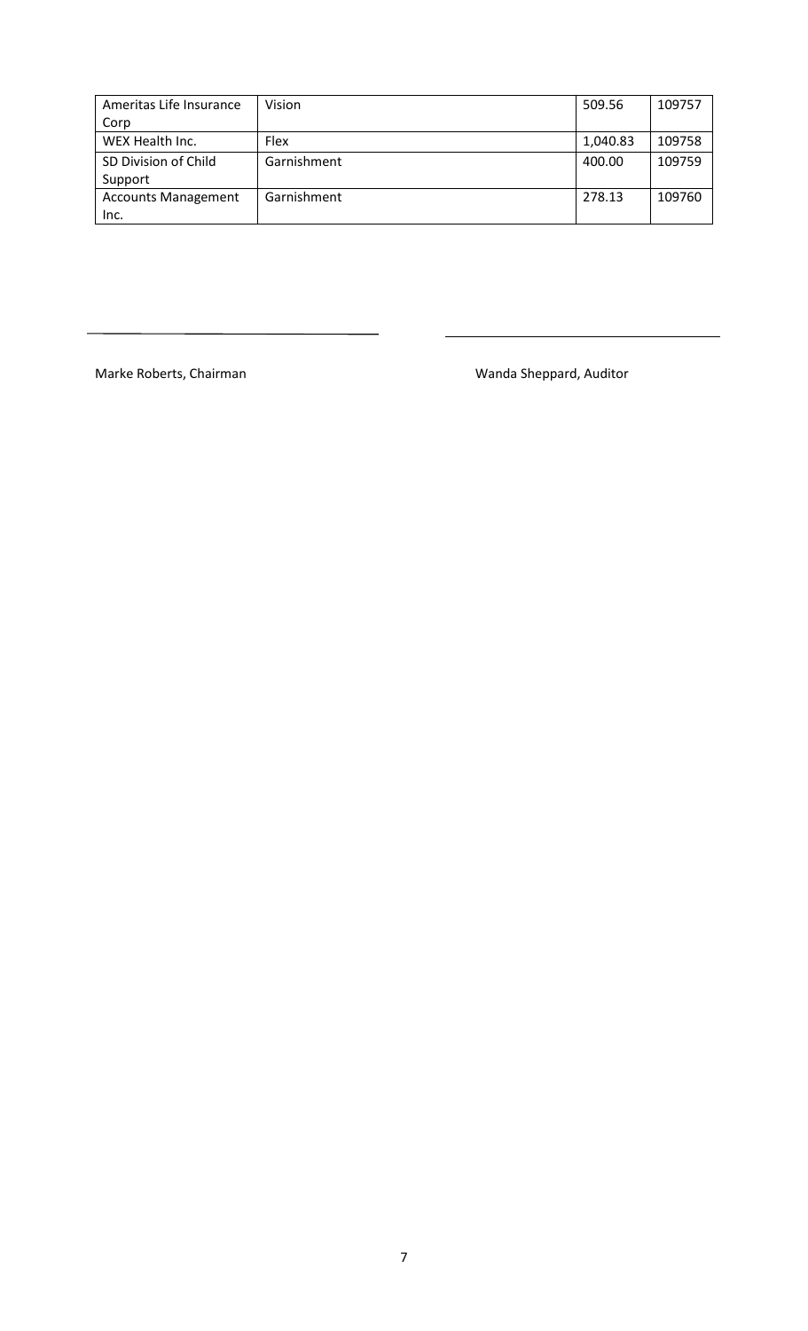| | | | |
|---|---|---|---|
| Ameritas Life Insurance Corp | Vision | 509.56 | 109757 |
| WEX Health Inc. | Flex | 1,040.83 | 109758 |
| SD Division of Child Support | Garnishment | 400.00 | 109759 |
| Accounts Management Inc. | Garnishment | 278.13 | 109760 |

\_\_\_\_\_\_\_\_\_\_\_\_\_\_\_\_\_\_\_\_\_\_\_\_\_\_\_\_\_\_ \_\_\_\_\_\_\_\_\_\_\_\_\_\_\_\_\_\_\_\_\_\_\_\_\_\_\_\_\_\_

Marke Roberts, Chairman Wanda Sheppard, Auditor